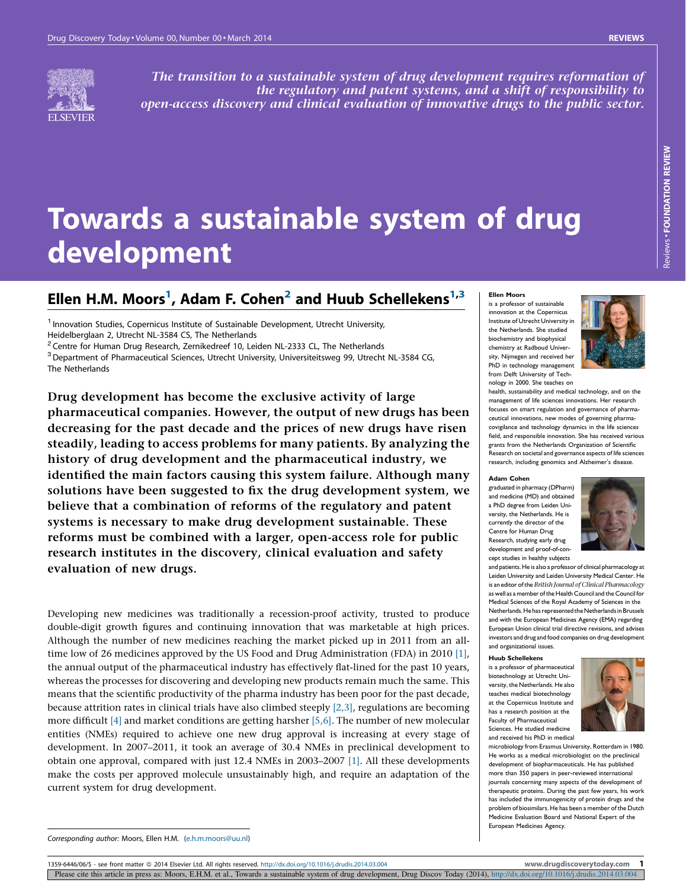*The transition to a sustainable system of drug development requires reformation of the regulatory and patent systems, and a shift of responsibility to open-access discovery and clinical evaluation of innovative drugs to the public sector.*

# Towards a sustainable system of drug development

## Ellen H.M. Moors[1], Adam F. Cohen[2] and Huub Schellekens[1,3]

[1] Innovation Studies, Copernicus Institute of Sustainable Development, Utrecht University, Heidelberglaan 2, Utrecht NL-3584 CS, The Netherlands
[2] Centre for Human Drug Research, Zernikedreef 10, Leiden NL-2333 CL, The Netherlands
[3] Department of Pharmaceutical Sciences, Utrecht University, Universiteitsweg 99, Utrecht NL-3584 CG, The Netherlands

**Drug development has become the exclusive activity of large pharmaceutical companies. However, the output of new drugs has been decreasing for the past decade and the prices of new drugs have risen steadily, leading to access problems for many patients. By analyzing the history of drug development and the pharmaceutical industry, we identified the main factors causing this system failure. Although many solutions have been suggested to fix the drug development system, we believe that a combination of reforms of the regulatory and patent systems is necessary to make drug development sustainable. These reforms must be combined with a larger, open-access role for public research institutes in the discovery, clinical evaluation and safety evaluation of new drugs.**

Developing new medicines was traditionally a recession-proof activity, trusted to produce double-digit growth figures and continuing innovation that was marketable at high prices. Although the number of new medicines reaching the market picked up in 2011 from an all-time low of 26 medicines approved by the US Food and Drug Administration (FDA) in 2010 [1], the annual output of the pharmaceutical industry has effectively flat-lined for the past 10 years, whereas the processes for discovering and developing new products remain much the same. This means that the scientific productivity of the pharma industry has been poor for the past decade, because attrition rates in clinical trials have also climbed steeply [2,3], regulations are becoming more difficult [4] and market conditions are getting harsher [5,6]. The number of new molecular entities (NMEs) required to achieve one new drug approval is increasing at every stage of development. In 2007–2011, it took an average of 30.4 NMEs in preclinical development to obtain one approval, compared with just 12.4 NMEs in 2003–2007 [1]. All these developments make the costs per approved molecule unsustainably high, and require an adaptation of the current system for drug development.

**Ellen Moors** is a professor of sustainable innovation at the Copernicus Institute of Utrecht University in the Netherlands. She studied biochemistry and biophysical chemistry at Radboud University, Nijmegen and received her PhD in technology management from Delft University of Technology in 2000. She teaches on health, sustainability and medical technology, and on the management of life sciences innovations. Her research focuses on smart regulation and governance of pharmaceutical innovations, new modes of governing pharmacovigilance and technology dynamics in the life sciences field, and responsible innovation. She has received various grants from the Netherlands Organization of Scientific Research on societal and governance aspects of life sciences research, including genomics and Alzheimer's disease.

**Adam Cohen** graduated in pharmacy (DPharm) and medicine (MD) and obtained a PhD degree from Leiden University, the Netherlands. He is currently the director of the Centre for Human Drug Research, studying early drug development and proof-of-concept studies in healthy subjects and patients. He is also a professor of clinical pharmacology at Leiden University and Leiden University Medical Center. He is an editor of the *British Journal of Clinical Pharmacology* as well as a member of the Health Council and the Council for Medical Sciences of the Royal Academy of Sciences in the Netherlands. He has represented the Netherlands in Brussels and with the European Medicines Agency (EMA) regarding European Union clinical trial directive revisions, and advises investors and drug and food companies on drug development and organizational issues.

**Huub Schellekens** is a professor of pharmaceutical biotechnology at Utrecht University, the Netherlands. He also teaches medical biotechnology at the Copernicus Institute and has a research position at the Faculty of Pharmaceutical Sciences. He studied medicine and received his PhD in medical microbiology from Erasmus University, Rotterdam in 1980. He works as a medical microbiologist on the preclinical development of biopharmaceuticals. He has published more than 350 papers in peer-reviewed international journals concerning many aspects of the development of therapeutic proteins. During the past few years, his work has included the immunogenicity of protein drugs and the problem of biosimilars. He has been a member of the Dutch Medicine Evaluation Board and National Expert of the European Medicines Agency.

Corresponding author: Moors, Ellen H.M. (e.h.m.moors@uu.nl)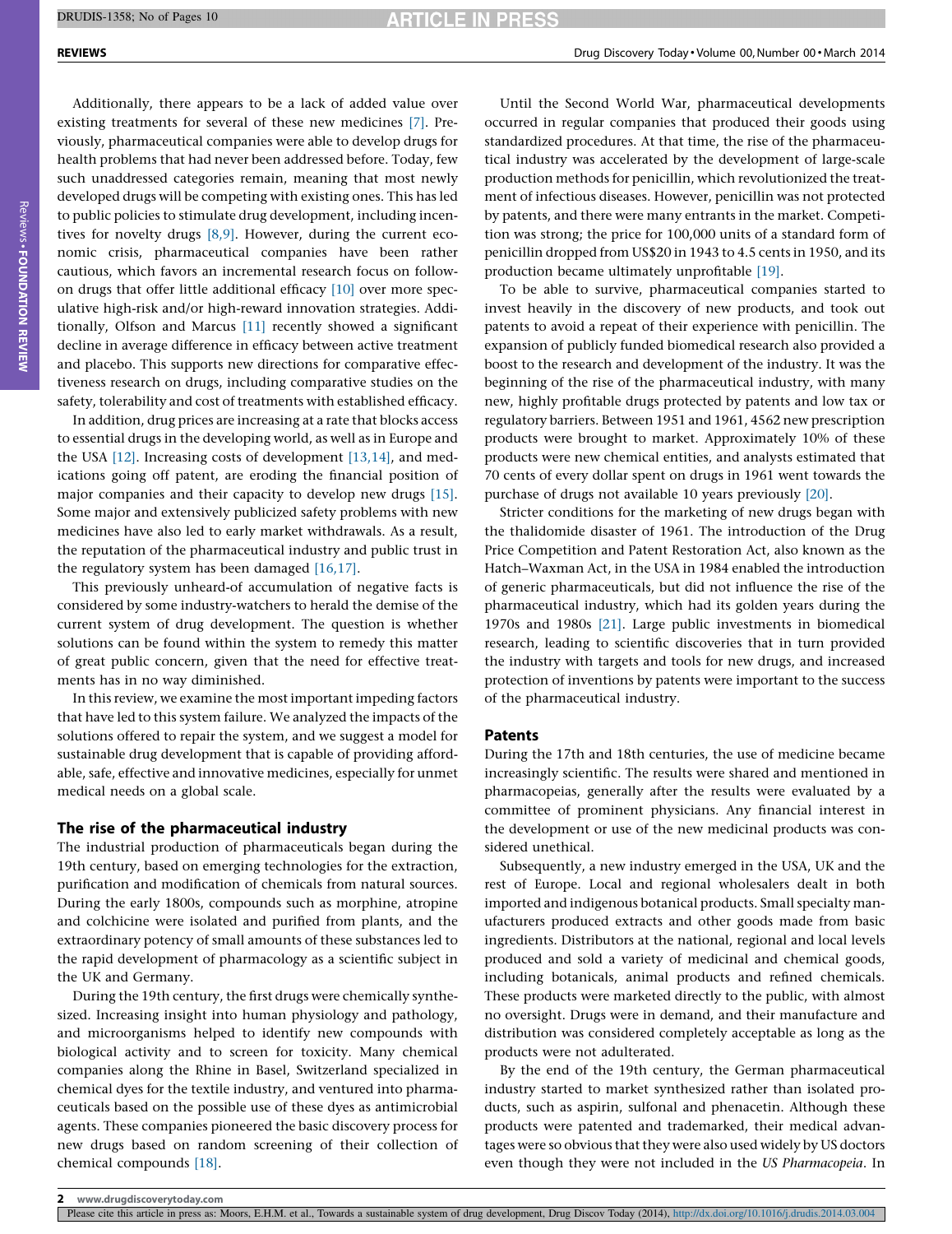Additionally, there appears to be a lack of added value over existing treatments for several of these new medicines [7]. Previously, pharmaceutical companies were able to develop drugs for health problems that had never been addressed before. Today, few such unaddressed categories remain, meaning that most newly developed drugs will be competing with existing ones. This has led to public policies to stimulate drug development, including incentives for novelty drugs [8,9]. However, during the current economic crisis, pharmaceutical companies have been rather cautious, which favors an incremental research focus on follow-on drugs that offer little additional efficacy [10] over more speculative high-risk and/or high-reward innovation strategies. Additionally, Olfson and Marcus [11] recently showed a significant decline in average difference in efficacy between active treatment and placebo. This supports new directions for comparative effectiveness research on drugs, including comparative studies on the safety, tolerability and cost of treatments with established efficacy.

In addition, drug prices are increasing at a rate that blocks access to essential drugs in the developing world, as well as in Europe and the USA [12]. Increasing costs of development [13,14], and medications going off patent, are eroding the financial position of major companies and their capacity to develop new drugs [15]. Some major and extensively publicized safety problems with new medicines have also led to early market withdrawals. As a result, the reputation of the pharmaceutical industry and public trust in the regulatory system has been damaged [16,17].

This previously unheard-of accumulation of negative facts is considered by some industry-watchers to herald the demise of the current system of drug development. The question is whether solutions can be found within the system to remedy this matter of great public concern, given that the need for effective treatments has in no way diminished.

In this review, we examine the most important impeding factors that have led to this system failure. We analyzed the impacts of the solutions offered to repair the system, and we suggest a model for sustainable drug development that is capable of providing affordable, safe, effective and innovative medicines, especially for unmet medical needs on a global scale.

## The rise of the pharmaceutical industry

The industrial production of pharmaceuticals began during the 19th century, based on emerging technologies for the extraction, purification and modification of chemicals from natural sources. During the early 1800s, compounds such as morphine, atropine and colchicine were isolated and purified from plants, and the extraordinary potency of small amounts of these substances led to the rapid development of pharmacology as a scientific subject in the UK and Germany.

During the 19th century, the first drugs were chemically synthesized. Increasing insight into human physiology and pathology, and microorganisms helped to identify new compounds with biological activity and to screen for toxicity. Many chemical companies along the Rhine in Basel, Switzerland specialized in chemical dyes for the textile industry, and ventured into pharmaceuticals based on the possible use of these dyes as antimicrobial agents. These companies pioneered the basic discovery process for new drugs based on random screening of their collection of chemical compounds [18].

Until the Second World War, pharmaceutical developments occurred in regular companies that produced their goods using standardized procedures. At that time, the rise of the pharmaceutical industry was accelerated by the development of large-scale production methods for penicillin, which revolutionized the treatment of infectious diseases. However, penicillin was not protected by patents, and there were many entrants in the market. Competition was strong; the price for 100,000 units of a standard form of penicillin dropped from US$20 in 1943 to 4.5 cents in 1950, and its production became ultimately unprofitable [19].

To be able to survive, pharmaceutical companies started to invest heavily in the discovery of new products, and took out patents to avoid a repeat of their experience with penicillin. The expansion of publicly funded biomedical research also provided a boost to the research and development of the industry. It was the beginning of the rise of the pharmaceutical industry, with many new, highly profitable drugs protected by patents and low tax or regulatory barriers. Between 1951 and 1961, 4562 new prescription products were brought to market. Approximately 10% of these products were new chemical entities, and analysts estimated that 70 cents of every dollar spent on drugs in 1961 went towards the purchase of drugs not available 10 years previously [20].

Stricter conditions for the marketing of new drugs began with the thalidomide disaster of 1961. The introduction of the Drug Price Competition and Patent Restoration Act, also known as the Hatch–Waxman Act, in the USA in 1984 enabled the introduction of generic pharmaceuticals, but did not influence the rise of the pharmaceutical industry, which had its golden years during the 1970s and 1980s [21]. Large public investments in biomedical research, leading to scientific discoveries that in turn provided the industry with targets and tools for new drugs, and increased protection of inventions by patents were important to the success of the pharmaceutical industry.

## Patents

During the 17th and 18th centuries, the use of medicine became increasingly scientific. The results were shared and mentioned in pharmacopeias, generally after the results were evaluated by a committee of prominent physicians. Any financial interest in the development or use of the new medicinal products was considered unethical.

Subsequently, a new industry emerged in the USA, UK and the rest of Europe. Local and regional wholesalers dealt in both imported and indigenous botanical products. Small specialty manufacturers produced extracts and other goods made from basic ingredients. Distributors at the national, regional and local levels produced and sold a variety of medicinal and chemical goods, including botanicals, animal products and refined chemicals. These products were marketed directly to the public, with almost no oversight. Drugs were in demand, and their manufacture and distribution was considered completely acceptable as long as the products were not adulterated.

By the end of the 19th century, the German pharmaceutical industry started to market synthesized rather than isolated products, such as aspirin, sulfonal and phenacetin. Although these products were patented and trademarked, their medical advantages were so obvious that they were also used widely by US doctors even though they were not included in the *US Pharmacopeia*. In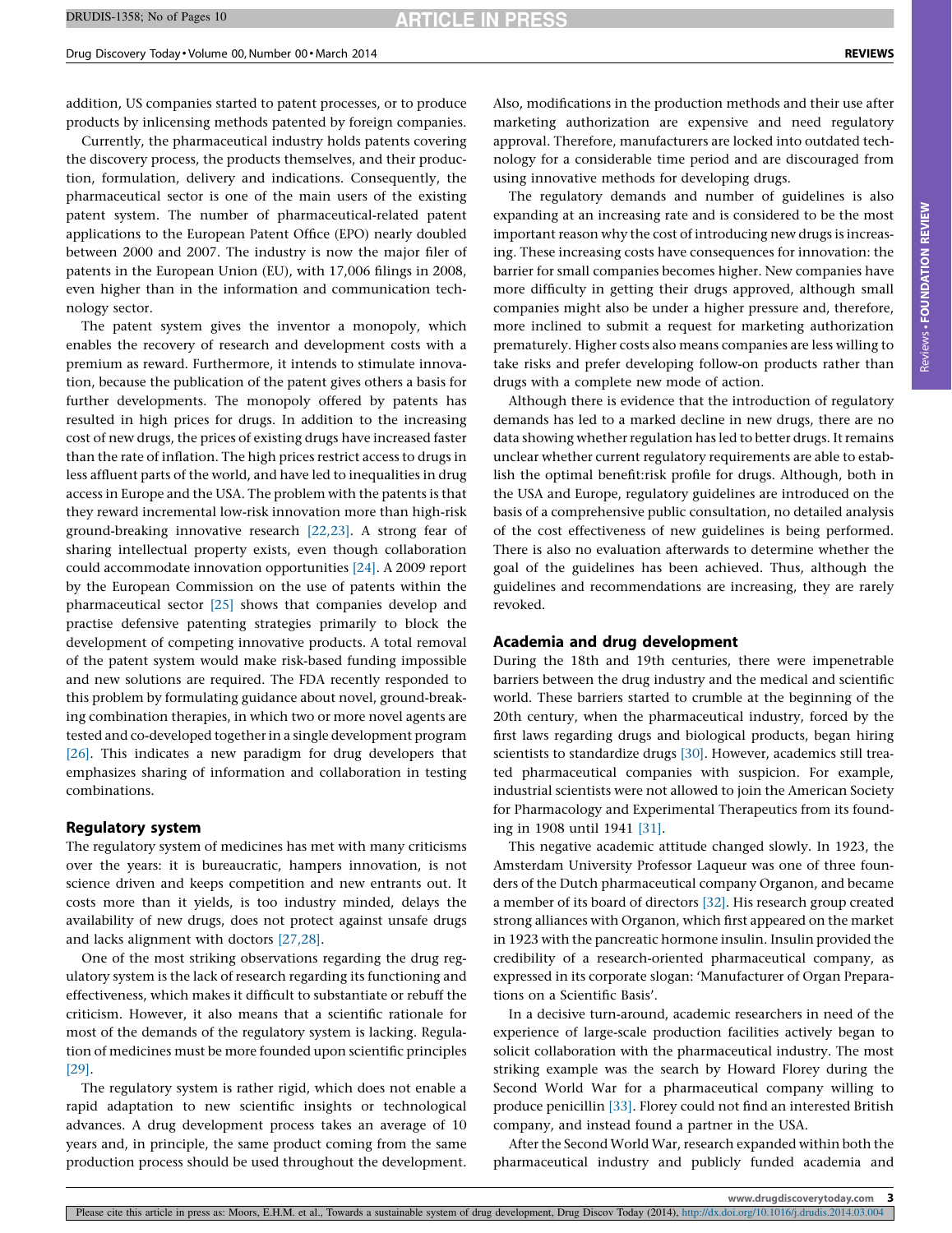addition, US companies started to patent processes, or to produce products by inlicensing methods patented by foreign companies.

Currently, the pharmaceutical industry holds patents covering the discovery process, the products themselves, and their production, formulation, delivery and indications. Consequently, the pharmaceutical sector is one of the main users of the existing patent system. The number of pharmaceutical-related patent applications to the European Patent Office (EPO) nearly doubled between 2000 and 2007. The industry is now the major filer of patents in the European Union (EU), with 17,006 filings in 2008, even higher than in the information and communication technology sector.

The patent system gives the inventor a monopoly, which enables the recovery of research and development costs with a premium as reward. Furthermore, it intends to stimulate innovation, because the publication of the patent gives others a basis for further developments. The monopoly offered by patents has resulted in high prices for drugs. In addition to the increasing cost of new drugs, the prices of existing drugs have increased faster than the rate of inflation. The high prices restrict access to drugs in less affluent parts of the world, and have led to inequalities in drug access in Europe and the USA. The problem with the patents is that they reward incremental low-risk innovation more than high-risk ground-breaking innovative research [22,23]. A strong fear of sharing intellectual property exists, even though collaboration could accommodate innovation opportunities [24]. A 2009 report by the European Commission on the use of patents within the pharmaceutical sector [25] shows that companies develop and practise defensive patenting strategies primarily to block the development of competing innovative products. A total removal of the patent system would make risk-based funding impossible and new solutions are required. The FDA recently responded to this problem by formulating guidance about novel, ground-breaking combination therapies, in which two or more novel agents are tested and co-developed together in a single development program [26]. This indicates a new paradigm for drug developers that emphasizes sharing of information and collaboration in testing combinations.

## Regulatory system

The regulatory system of medicines has met with many criticisms over the years: it is bureaucratic, hampers innovation, is not science driven and keeps competition and new entrants out. It costs more than it yields, is too industry minded, delays the availability of new drugs, does not protect against unsafe drugs and lacks alignment with doctors [27,28].

One of the most striking observations regarding the drug regulatory system is the lack of research regarding its functioning and effectiveness, which makes it difficult to substantiate or rebuff the criticism. However, it also means that a scientific rationale for most of the demands of the regulatory system is lacking. Regulation of medicines must be more founded upon scientific principles [29].

The regulatory system is rather rigid, which does not enable a rapid adaptation to new scientific insights or technological advances. A drug development process takes an average of 10 years and, in principle, the same product coming from the same production process should be used throughout the development. Also, modifications in the production methods and their use after marketing authorization are expensive and need regulatory approval. Therefore, manufacturers are locked into outdated technology for a considerable time period and are discouraged from using innovative methods for developing drugs.

The regulatory demands and number of guidelines is also expanding at an increasing rate and is considered to be the most important reason why the cost of introducing new drugs is increasing. These increasing costs have consequences for innovation: the barrier for small companies becomes higher. New companies have more difficulty in getting their drugs approved, although small companies might also be under a higher pressure and, therefore, more inclined to submit a request for marketing authorization prematurely. Higher costs also means companies are less willing to take risks and prefer developing follow-on products rather than drugs with a complete new mode of action.

Although there is evidence that the introduction of regulatory demands has led to a marked decline in new drugs, there are no data showing whether regulation has led to better drugs. It remains unclear whether current regulatory requirements are able to establish the optimal benefit:risk profile for drugs. Although, both in the USA and Europe, regulatory guidelines are introduced on the basis of a comprehensive public consultation, no detailed analysis of the cost effectiveness of new guidelines is being performed. There is also no evaluation afterwards to determine whether the goal of the guidelines has been achieved. Thus, although the guidelines and recommendations are increasing, they are rarely revoked.

## Academia and drug development

During the 18th and 19th centuries, there were impenetrable barriers between the drug industry and the medical and scientific world. These barriers started to crumble at the beginning of the 20th century, when the pharmaceutical industry, forced by the first laws regarding drugs and biological products, began hiring scientists to standardize drugs [30]. However, academics still treated pharmaceutical companies with suspicion. For example, industrial scientists were not allowed to join the American Society for Pharmacology and Experimental Therapeutics from its founding in 1908 until 1941 [31].

This negative academic attitude changed slowly. In 1923, the Amsterdam University Professor Laqueur was one of three founders of the Dutch pharmaceutical company Organon, and became a member of its board of directors [32]. His research group created strong alliances with Organon, which first appeared on the market in 1923 with the pancreatic hormone insulin. Insulin provided the credibility of a research-oriented pharmaceutical company, as expressed in its corporate slogan: 'Manufacturer of Organ Preparations on a Scientific Basis'.

In a decisive turn-around, academic researchers in need of the experience of large-scale production facilities actively began to solicit collaboration with the pharmaceutical industry. The most striking example was the search by Howard Florey during the Second World War for a pharmaceutical company willing to produce penicillin [33]. Florey could not find an interested British company, and instead found a partner in the USA.

After the Second World War, research expanded within both the pharmaceutical industry and publicly funded academia and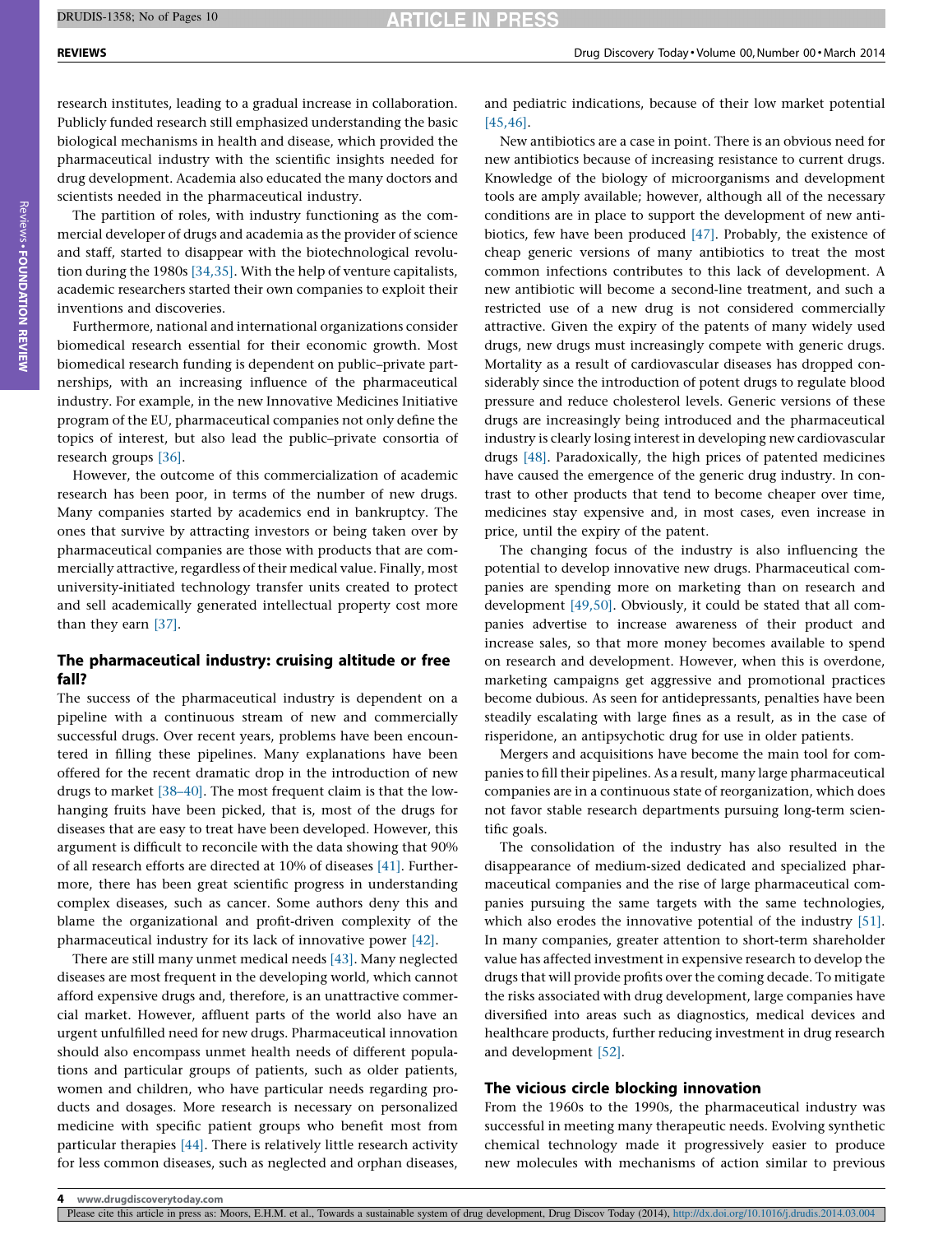research institutes, leading to a gradual increase in collaboration. Publicly funded research still emphasized understanding the basic biological mechanisms in health and disease, which provided the pharmaceutical industry with the scientific insights needed for drug development. Academia also educated the many doctors and scientists needed in the pharmaceutical industry.

The partition of roles, with industry functioning as the commercial developer of drugs and academia as the provider of science and staff, started to disappear with the biotechnological revolution during the 1980s [34,35]. With the help of venture capitalists, academic researchers started their own companies to exploit their inventions and discoveries.

Furthermore, national and international organizations consider biomedical research essential for their economic growth. Most biomedical research funding is dependent on public–private partnerships, with an increasing influence of the pharmaceutical industry. For example, in the new Innovative Medicines Initiative program of the EU, pharmaceutical companies not only define the topics of interest, but also lead the public–private consortia of research groups [36].

However, the outcome of this commercialization of academic research has been poor, in terms of the number of new drugs. Many companies started by academics end in bankruptcy. The ones that survive by attracting investors or being taken over by pharmaceutical companies are those with products that are commercially attractive, regardless of their medical value. Finally, most university-initiated technology transfer units created to protect and sell academically generated intellectual property cost more than they earn [37].

## The pharmaceutical industry: cruising altitude or free fall?

The success of the pharmaceutical industry is dependent on a pipeline with a continuous stream of new and commercially successful drugs. Over recent years, problems have been encountered in filling these pipelines. Many explanations have been offered for the recent dramatic drop in the introduction of new drugs to market [38–40]. The most frequent claim is that the low-hanging fruits have been picked, that is, most of the drugs for diseases that are easy to treat have been developed. However, this argument is difficult to reconcile with the data showing that 90% of all research efforts are directed at 10% of diseases [41]. Furthermore, there has been great scientific progress in understanding complex diseases, such as cancer. Some authors deny this and blame the organizational and profit-driven complexity of the pharmaceutical industry for its lack of innovative power [42].

There are still many unmet medical needs [43]. Many neglected diseases are most frequent in the developing world, which cannot afford expensive drugs and, therefore, is an unattractive commercial market. However, affluent parts of the world also have an urgent unfulfilled need for new drugs. Pharmaceutical innovation should also encompass unmet health needs of different populations and particular groups of patients, such as older patients, women and children, who have particular needs regarding products and dosages. More research is necessary on personalized medicine with specific patient groups who benefit most from particular therapies [44]. There is relatively little research activity for less common diseases, such as neglected and orphan diseases, and pediatric indications, because of their low market potential [45,46].

New antibiotics are a case in point. There is an obvious need for new antibiotics because of increasing resistance to current drugs. Knowledge of the biology of microorganisms and development tools are amply available; however, although all of the necessary conditions are in place to support the development of new antibiotics, few have been produced [47]. Probably, the existence of cheap generic versions of many antibiotics to treat the most common infections contributes to this lack of development. A new antibiotic will become a second-line treatment, and such a restricted use of a new drug is not considered commercially attractive. Given the expiry of the patents of many widely used drugs, new drugs must increasingly compete with generic drugs. Mortality as a result of cardiovascular diseases has dropped considerably since the introduction of potent drugs to regulate blood pressure and reduce cholesterol levels. Generic versions of these drugs are increasingly being introduced and the pharmaceutical industry is clearly losing interest in developing new cardiovascular drugs [48]. Paradoxically, the high prices of patented medicines have caused the emergence of the generic drug industry. In contrast to other products that tend to become cheaper over time, medicines stay expensive and, in most cases, even increase in price, until the expiry of the patent.

The changing focus of the industry is also influencing the potential to develop innovative new drugs. Pharmaceutical companies are spending more on marketing than on research and development [49,50]. Obviously, it could be stated that all companies advertise to increase awareness of their product and increase sales, so that more money becomes available to spend on research and development. However, when this is overdone, marketing campaigns get aggressive and promotional practices become dubious. As seen for antidepressants, penalties have been steadily escalating with large fines as a result, as in the case of risperidone, an antipsychotic drug for use in older patients.

Mergers and acquisitions have become the main tool for companies to fill their pipelines. As a result, many large pharmaceutical companies are in a continuous state of reorganization, which does not favor stable research departments pursuing long-term scientific goals.

The consolidation of the industry has also resulted in the disappearance of medium-sized dedicated and specialized pharmaceutical companies and the rise of large pharmaceutical companies pursuing the same targets with the same technologies, which also erodes the innovative potential of the industry [51]. In many companies, greater attention to short-term shareholder value has affected investment in expensive research to develop the drugs that will provide profits over the coming decade. To mitigate the risks associated with drug development, large companies have diversified into areas such as diagnostics, medical devices and healthcare products, further reducing investment in drug research and development [52].

## The vicious circle blocking innovation

From the 1960s to the 1990s, the pharmaceutical industry was successful in meeting many therapeutic needs. Evolving synthetic chemical technology made it progressively easier to produce new molecules with mechanisms of action similar to previous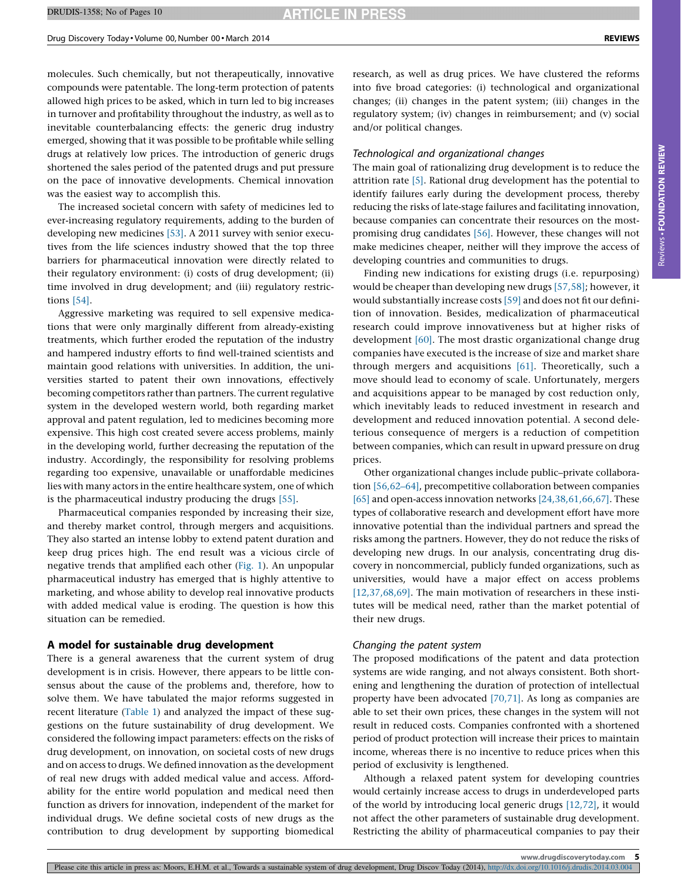molecules. Such chemically, but not therapeutically, innovative compounds were patentable. The long-term protection of patents allowed high prices to be asked, which in turn led to big increases in turnover and profitability throughout the industry, as well as to inevitable counterbalancing effects: the generic drug industry emerged, showing that it was possible to be profitable while selling drugs at relatively low prices. The introduction of generic drugs shortened the sales period of the patented drugs and put pressure on the pace of innovative developments. Chemical innovation was the easiest way to accomplish this.

The increased societal concern with safety of medicines led to ever-increasing regulatory requirements, adding to the burden of developing new medicines [53]. A 2011 survey with senior executives from the life sciences industry showed that the top three barriers for pharmaceutical innovation were directly related to their regulatory environment: (i) costs of drug development; (ii) time involved in drug development; and (iii) regulatory restrictions [54].

Aggressive marketing was required to sell expensive medications that were only marginally different from already-existing treatments, which further eroded the reputation of the industry and hampered industry efforts to find well-trained scientists and maintain good relations with universities. In addition, the universities started to patent their own innovations, effectively becoming competitors rather than partners. The current regulative system in the developed western world, both regarding market approval and patent regulation, led to medicines becoming more expensive. This high cost created severe access problems, mainly in the developing world, further decreasing the reputation of the industry. Accordingly, the responsibility for resolving problems regarding too expensive, unavailable or unaffordable medicines lies with many actors in the entire healthcare system, one of which is the pharmaceutical industry producing the drugs [55].

Pharmaceutical companies responded by increasing their size, and thereby market control, through mergers and acquisitions. They also started an intense lobby to extend patent duration and keep drug prices high. The end result was a vicious circle of negative trends that amplified each other (Fig. 1). An unpopular pharmaceutical industry has emerged that is highly attentive to marketing, and whose ability to develop real innovative products with added medical value is eroding. The question is how this situation can be remedied.

## A model for sustainable drug development

There is a general awareness that the current system of drug development is in crisis. However, there appears to be little consensus about the cause of the problems and, therefore, how to solve them. We have tabulated the major reforms suggested in recent literature (Table 1) and analyzed the impact of these suggestions on the future sustainability of drug development. We considered the following impact parameters: effects on the risks of drug development, on innovation, on societal costs of new drugs and on access to drugs. We defined innovation as the development of real new drugs with added medical value and access. Affordability for the entire world population and medical need then function as drivers for innovation, independent of the market for individual drugs. We define societal costs of new drugs as the contribution to drug development by supporting biomedical research, as well as drug prices. We have clustered the reforms into five broad categories: (i) technological and organizational changes; (ii) changes in the patent system; (iii) changes in the regulatory system; (iv) changes in reimbursement; and (v) social and/or political changes.

### *Technological and organizational changes*

The main goal of rationalizing drug development is to reduce the attrition rate [5]. Rational drug development has the potential to identify failures early during the development process, thereby reducing the risks of late-stage failures and facilitating innovation, because companies can concentrate their resources on the most-promising drug candidates [56]. However, these changes will not make medicines cheaper, neither will they improve the access of developing countries and communities to drugs.

Finding new indications for existing drugs (i.e. repurposing) would be cheaper than developing new drugs [57,58]; however, it would substantially increase costs [59] and does not fit our definition of innovation. Besides, medicalization of pharmaceutical research could improve innovativeness but at higher risks of development [60]. The most drastic organizational change drug companies have executed is the increase of size and market share through mergers and acquisitions [61]. Theoretically, such a move should lead to economy of scale. Unfortunately, mergers and acquisitions appear to be managed by cost reduction only, which inevitably leads to reduced investment in research and development and reduced innovation potential. A second deleterious consequence of mergers is a reduction of competition between companies, which can result in upward pressure on drug prices.

Other organizational changes include public–private collaboration [56,62–64], precompetitive collaboration between companies [65] and open-access innovation networks [24,38,61,66,67]. These types of collaborative research and development effort have more innovative potential than the individual partners and spread the risks among the partners. However, they do not reduce the risks of developing new drugs. In our analysis, concentrating drug discovery in noncommercial, publicly funded organizations, such as universities, would have a major effect on access problems [12,37,68,69]. The main motivation of researchers in these institutes will be medical need, rather than the market potential of their new drugs.

### *Changing the patent system*

The proposed modifications of the patent and data protection systems are wide ranging, and not always consistent. Both shortening and lengthening the duration of protection of intellectual property have been advocated [70,71]. As long as companies are able to set their own prices, these changes in the system will not result in reduced costs. Companies confronted with a shortened period of product protection will increase their prices to maintain income, whereas there is no incentive to reduce prices when this period of exclusivity is lengthened.

Although a relaxed patent system for developing countries would certainly increase access to drugs in underdeveloped parts of the world by introducing local generic drugs [12,72], it would not affect the other parameters of sustainable drug development. Restricting the ability of pharmaceutical companies to pay their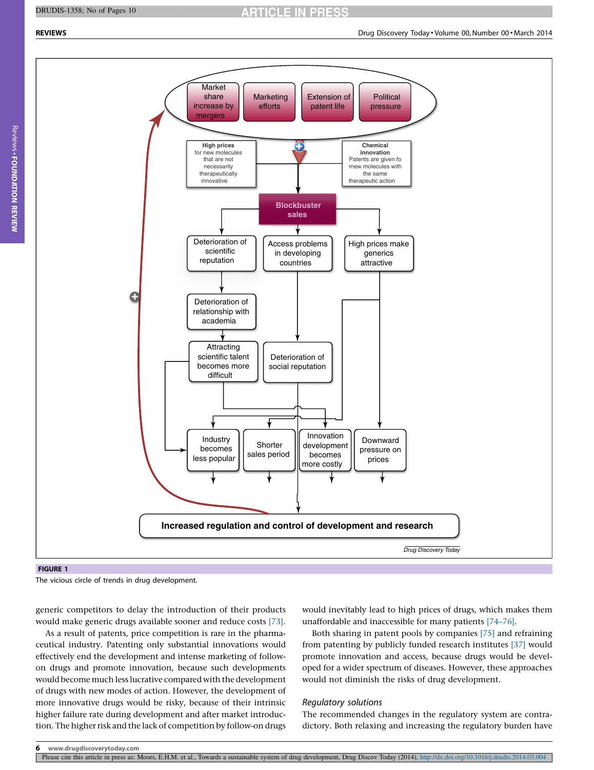**FIGURE 1**

The vicious circle of trends in drug development.

generic competitors to delay the introduction of their products would make generic drugs available sooner and reduce costs [73].

As a result of patents, price competition is rare in the pharmaceutical industry. Patenting only substantial innovations would effectively end the development and intense marketing of follow-on drugs and promote innovation, because such developments would become much less lucrative compared with the development of drugs with new modes of action. However, the development of more innovative drugs would be risky, because of their intrinsic higher failure rate during development and after market introduction. The higher risk and the lack of competition by follow-on drugs would inevitably lead to high prices of drugs, which makes them unaffordable and inaccessible for many patients [74–76].

Both sharing in patent pools by companies [75] and refraining from patenting by publicly funded research institutes [37] would promote innovation and access, because drugs would be developed for a wider spectrum of diseases. However, these approaches would not diminish the risks of drug development.

### *Regulatory solutions*

The recommended changes in the regulatory system are contradictory. Both relaxing and increasing the regulatory burden have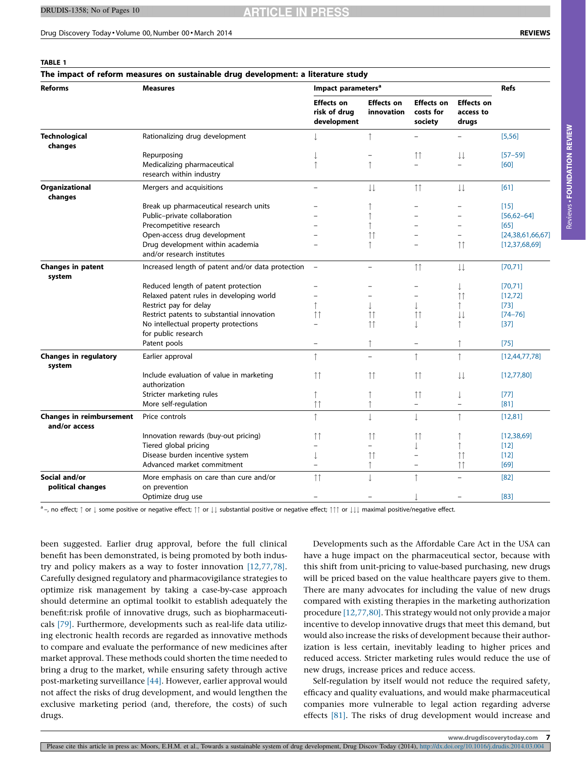**TABLE 1**

**The impact of reform measures on sustainable drug development: a literature study**

| Reforms | Measures | Impact parameters[a] | | | | Refs |
|---|---|---|---|---|---|---|
| | | Effects on risk of drug development | Effects on innovation | Effects on costs for society | Effects on access to drugs | |
| **Technological changes** | Rationalizing drug development | ↓ | ↑ | – | – | [5,56] |
| | Repurposing | ↓ | – | ↑↑ | ↓↓ | [57–59] |
| | Medicalizing pharmaceutical research within industry | ↑ | ↑ | – | – | [60] |
| **Organizational changes** | Mergers and acquisitions | – | ↓↓ | ↑↑ | ↓↓ | [61] |
| | Break up pharmaceutical research units | – | ↑ | – | – | [15] |
| | Public–private collaboration | – | ↑ | – | – | [56,62–64] |
| | Precompetitive research | – | ↑ | – | – | [65] |
| | Open-access drug development | – | ↑↑ | – | – | [24,38,61,66,67] |
| | Drug development within academia and/or research institutes | – | ↑ | – | ↑↑ | [12,37,68,69] |
| **Changes in patent system** | Increased length of patent and/or data protection | – | – | ↑↑ | ↓↓ | [70,71] |
| | Reduced length of patent protection | – | – | – | ↓ | [70,71] |
| | Relaxed patent rules in developing world | – | – | – | ↑↑ | [12,72] |
| | Restrict pay for delay | ↑ | ↓ | ↓ | ↑ | [73] |
| | Restrict patents to substantial innovation | ↑↑ | ↑↑ | ↑↑ | ↓↓ | [74–76] |
| | No intellectual property protections for public research | – | ↑↑ | ↓ | ↑ | [37] |
| | Patent pools | – | ↑ | – | ↑ | [75] |
| **Changes in regulatory system** | Earlier approval | ↑ | – | ↑ | ↑ | [12,44,77,78] |
| | Include evaluation of value in marketing authorization | ↑↑ | ↑↑ | ↑↑ | ↓↓ | [12,77,80] |
| | Stricter marketing rules | ↑ | ↑ | ↑↑ | ↓ | [77] |
| | More self-regulation | ↑↑ | ↑ | – | – | [81] |
| **Changes in reimbursement and/or access** | Price controls | ↑ | ↓ | ↓ | ↑ | [12,81] |
| | Innovation rewards (buy-out pricing) | ↑↑ | ↑↑ | ↑↑ | ↑ | [12,38,69] |
| | Tiered global pricing | – | – | ↓ | ↑ | [12] |
| | Disease burden incentive system | ↓ | ↑↑ | – | ↑↑ | [12] |
| | Advanced market commitment | – | ↑ | – | ↑↑ | [69] |
| **Social and/or political changes** | More emphasis on care than cure and/or on prevention | ↑↑ | ↓ | ↑ | – | [82] |
| | Optimize drug use | – | – | ↓ | – | [83] |

[a] –, no effect; ↑ or ↓ some positive or negative effect; ↑↑ or ↓↓ substantial positive or negative effect; ↑↑↑ or ↓↓↓ maximal positive/negative effect.

been suggested. Earlier drug approval, before the full clinical benefit has been demonstrated, is being promoted by both industry and policy makers as a way to foster innovation [12,77,78]. Carefully designed regulatory and pharmacovigilance strategies to optimize risk management by taking a case-by-case approach should determine an optimal toolkit to establish adequately the benefit:risk profile of innovative drugs, such as biopharmaceuticals [79]. Furthermore, developments such as real-life data utilizing electronic health records are regarded as innovative methods to compare and evaluate the performance of new medicines after market approval. These methods could shorten the time needed to bring a drug to the market, while ensuring safety through active post-marketing surveillance [44]. However, earlier approval would not affect the risks of drug development, and would lengthen the exclusive marketing period (and, therefore, the costs) of such drugs.

Developments such as the Affordable Care Act in the USA can have a huge impact on the pharmaceutical sector, because with this shift from unit-pricing to value-based purchasing, new drugs will be priced based on the value healthcare payers give to them. There are many advocates for including the value of new drugs compared with existing therapies in the marketing authorization procedure [12,77,80]. This strategy would not only provide a major incentive to develop innovative drugs that meet this demand, but would also increase the risks of development because their authorization is less certain, inevitably leading to higher prices and reduced access. Stricter marketing rules would reduce the use of new drugs, increase prices and reduce access.

Self-regulation by itself would not reduce the required safety, efficacy and quality evaluations, and would make pharmaceutical companies more vulnerable to legal action regarding adverse effects [81]. The risks of drug development would increase and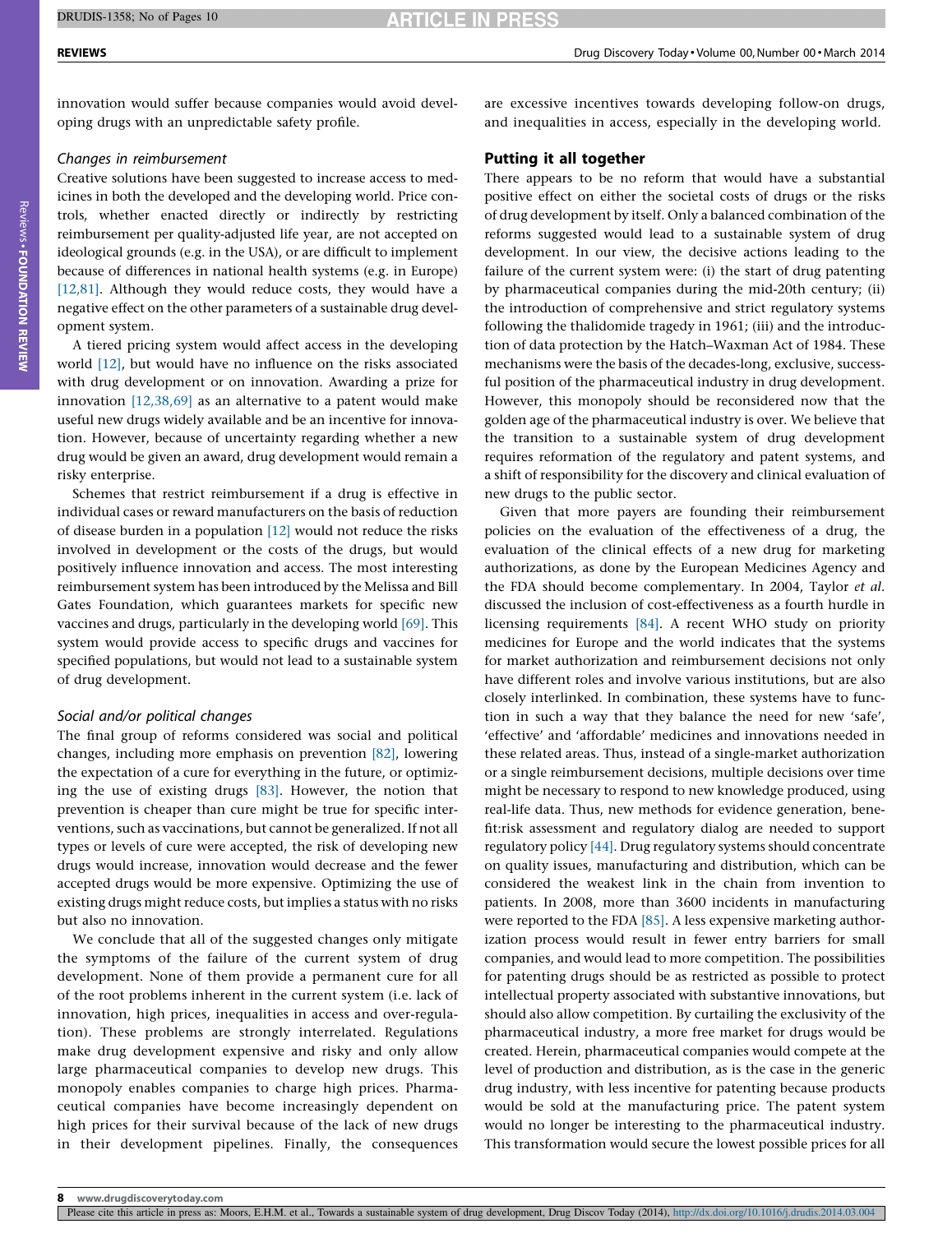innovation would suffer because companies would avoid developing drugs with an unpredictable safety profile.

### *Changes in reimbursement*

Creative solutions have been suggested to increase access to medicines in both the developed and the developing world. Price controls, whether enacted directly or indirectly by restricting reimbursement per quality-adjusted life year, are not accepted on ideological grounds (e.g. in the USA), or are difficult to implement because of differences in national health systems (e.g. in Europe) [12,81]. Although they would reduce costs, they would have a negative effect on the other parameters of a sustainable drug development system.

A tiered pricing system would affect access in the developing world [12], but would have no influence on the risks associated with drug development or on innovation. Awarding a prize for innovation [12,38,69] as an alternative to a patent would make useful new drugs widely available and be an incentive for innovation. However, because of uncertainty regarding whether a new drug would be given an award, drug development would remain a risky enterprise.

Schemes that restrict reimbursement if a drug is effective in individual cases or reward manufacturers on the basis of reduction of disease burden in a population [12] would not reduce the risks involved in development or the costs of the drugs, but would positively influence innovation and access. The most interesting reimbursement system has been introduced by the Melissa and Bill Gates Foundation, which guarantees markets for specific new vaccines and drugs, particularly in the developing world [69]. This system would provide access to specific drugs and vaccines for specified populations, but would not lead to a sustainable system of drug development.

### *Social and/or political changes*

The final group of reforms considered was social and political changes, including more emphasis on prevention [82], lowering the expectation of a cure for everything in the future, or optimizing the use of existing drugs [83]. However, the notion that prevention is cheaper than cure might be true for specific interventions, such as vaccinations, but cannot be generalized. If not all types or levels of cure were accepted, the risk of developing new drugs would increase, innovation would decrease and the fewer accepted drugs would be more expensive. Optimizing the use of existing drugs might reduce costs, but implies a status with no risks but also no innovation.

We conclude that all of the suggested changes only mitigate the symptoms of the failure of the current system of drug development. None of them provide a permanent cure for all of the root problems inherent in the current system (i.e. lack of innovation, high prices, inequalities in access and over-regulation). These problems are strongly interrelated. Regulations make drug development expensive and risky and only allow large pharmaceutical companies to develop new drugs. This monopoly enables companies to charge high prices. Pharmaceutical companies have become increasingly dependent on high prices for their survival because of the lack of new drugs in their development pipelines. Finally, the consequences are excessive incentives towards developing follow-on drugs, and inequalities in access, especially in the developing world.

## Putting it all together

There appears to be no reform that would have a substantial positive effect on either the societal costs of drugs or the risks of drug development by itself. Only a balanced combination of the reforms suggested would lead to a sustainable system of drug development. In our view, the decisive actions leading to the failure of the current system were: (i) the start of drug patenting by pharmaceutical companies during the mid-20th century; (ii) the introduction of comprehensive and strict regulatory systems following the thalidomide tragedy in 1961; (iii) and the introduction of data protection by the Hatch–Waxman Act of 1984. These mechanisms were the basis of the decades-long, exclusive, successful position of the pharmaceutical industry in drug development. However, this monopoly should be reconsidered now that the golden age of the pharmaceutical industry is over. We believe that the transition to a sustainable system of drug development requires reformation of the regulatory and patent systems, and a shift of responsibility for the discovery and clinical evaluation of new drugs to the public sector.

Given that more payers are founding their reimbursement policies on the evaluation of the effectiveness of a drug, the evaluation of the clinical effects of a new drug for marketing authorizations, as done by the European Medicines Agency and the FDA should become complementary. In 2004, Taylor *et al.* discussed the inclusion of cost-effectiveness as a fourth hurdle in licensing requirements [84]. A recent WHO study on priority medicines for Europe and the world indicates that the systems for market authorization and reimbursement decisions not only have different roles and involve various institutions, but are also closely interlinked. In combination, these systems have to function in such a way that they balance the need for new 'safe', 'effective' and 'affordable' medicines and innovations needed in these related areas. Thus, instead of a single-market authorization or a single reimbursement decisions, multiple decisions over time might be necessary to respond to new knowledge produced, using real-life data. Thus, new methods for evidence generation, benefit:risk assessment and regulatory dialog are needed to support regulatory policy [44]. Drug regulatory systems should concentrate on quality issues, manufacturing and distribution, which can be considered the weakest link in the chain from invention to patients. In 2008, more than 3600 incidents in manufacturing were reported to the FDA [85]. A less expensive marketing authorization process would result in fewer entry barriers for small companies, and would lead to more competition. The possibilities for patenting drugs should be as restricted as possible to protect intellectual property associated with substantive innovations, but should also allow competition. By curtailing the exclusivity of the pharmaceutical industry, a more free market for drugs would be created. Herein, pharmaceutical companies would compete at the level of production and distribution, as is the case in the generic drug industry, with less incentive for patenting because products would be sold at the manufacturing price. The patent system would no longer be interesting to the pharmaceutical industry. This transformation would secure the lowest possible prices for all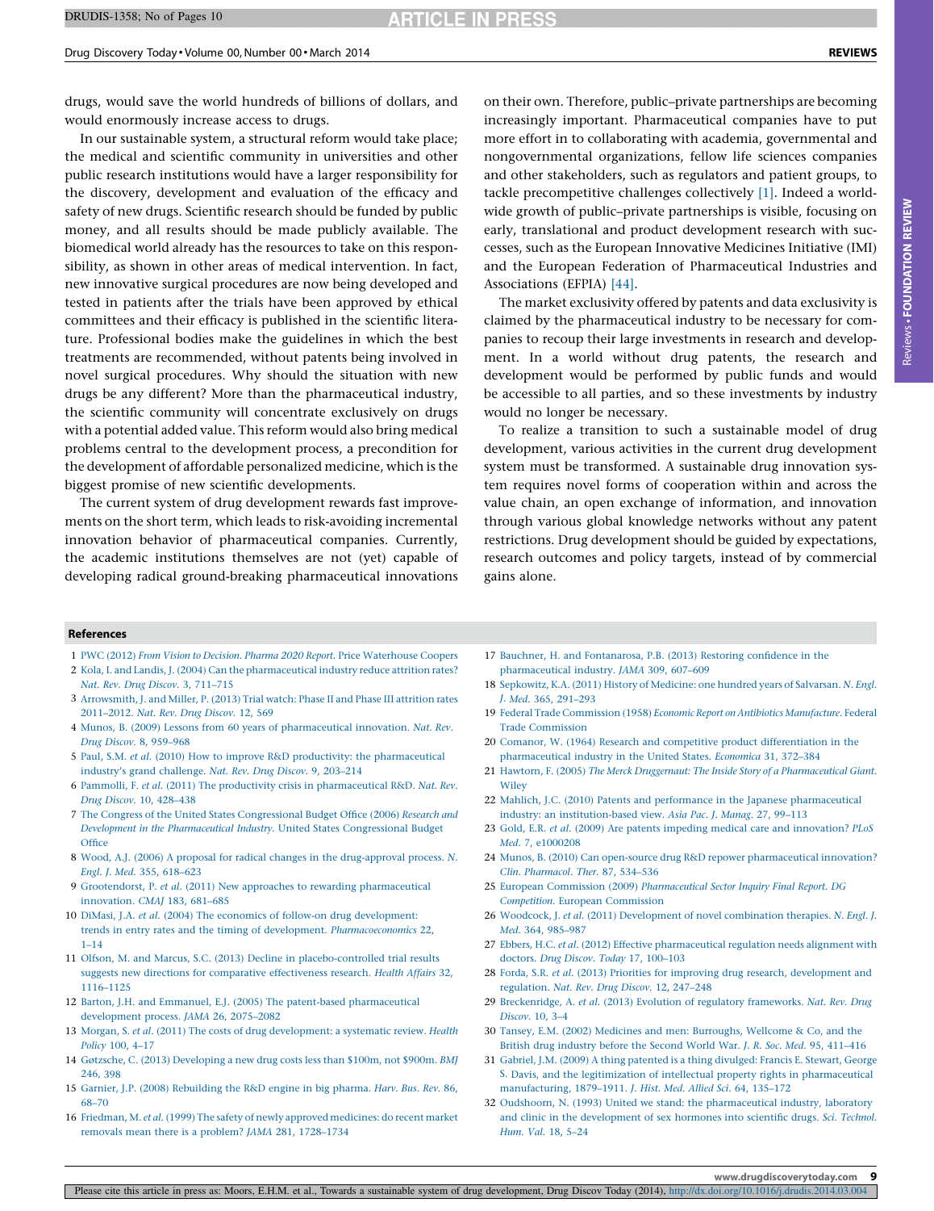drugs, would save the world hundreds of billions of dollars, and would enormously increase access to drugs.

In our sustainable system, a structural reform would take place; the medical and scientific community in universities and other public research institutions would have a larger responsibility for the discovery, development and evaluation of the efficacy and safety of new drugs. Scientific research should be funded by public money, and all results should be made publicly available. The biomedical world already has the resources to take on this responsibility, as shown in other areas of medical intervention. In fact, new innovative surgical procedures are now being developed and tested in patients after the trials have been approved by ethical committees and their efficacy is published in the scientific literature. Professional bodies make the guidelines in which the best treatments are recommended, without patents being involved in novel surgical procedures. Why should the situation with new drugs be any different? More than the pharmaceutical industry, the scientific community will concentrate exclusively on drugs with a potential added value. This reform would also bring medical problems central to the development process, a precondition for the development of affordable personalized medicine, which is the biggest promise of new scientific developments.

The current system of drug development rewards fast improvements on the short term, which leads to risk-avoiding incremental innovation behavior of pharmaceutical companies. Currently, the academic institutions themselves are not (yet) capable of developing radical ground-breaking pharmaceutical innovations on their own. Therefore, public–private partnerships are becoming increasingly important. Pharmaceutical companies have to put more effort in to collaborating with academia, governmental and nongovernmental organizations, fellow life sciences companies and other stakeholders, such as regulators and patient groups, to tackle precompetitive challenges collectively [1]. Indeed a worldwide growth of public–private partnerships is visible, focusing on early, translational and product development research with successes, such as the European Innovative Medicines Initiative (IMI) and the European Federation of Pharmaceutical Industries and Associations (EFPIA) [44].

The market exclusivity offered by patents and data exclusivity is claimed by the pharmaceutical industry to be necessary for companies to recoup their large investments in research and development. In a world without drug patents, the research and development would be performed by public funds and would be accessible to all parties, and so these investments by industry would no longer be necessary.

To realize a transition to such a sustainable model of drug development, various activities in the current drug development system must be transformed. A sustainable drug innovation system requires novel forms of cooperation within and across the value chain, an open exchange of information, and innovation through various global knowledge networks without any patent restrictions. Drug development should be guided by expectations, research outcomes and policy targets, instead of by commercial gains alone.

## References

1 PWC (2012) *From Vision to Decision. Pharma 2020 Report*. Price Waterhouse Coopers
2 Kola, I. and Landis, J. (2004) Can the pharmaceutical industry reduce attrition rates? *Nat. Rev. Drug Discov.* 3, 711–715
3 Arrowsmith, J. and Miller, P. (2013) Trial watch: Phase II and Phase III attrition rates 2011–2012. *Nat. Rev. Drug Discov.* 12, 569
4 Munos, B. (2009) Lessons from 60 years of pharmaceutical innovation. *Nat. Rev. Drug Discov.* 8, 959–968
5 Paul, S.M. *et al.* (2010) How to improve R&D productivity: the pharmaceutical industry's grand challenge. *Nat. Rev. Drug Discov.* 9, 203–214
6 Pammolli, F. *et al.* (2011) The productivity crisis in pharmaceutical R&D. *Nat. Rev. Drug Discov.* 10, 428–438
7 The Congress of the United States Congressional Budget Office (2006) *Research and Development in the Pharmaceutical Industry*. United States Congressional Budget Office
8 Wood, A.J. (2006) A proposal for radical changes in the drug-approval process. *N. Engl. J. Med.* 355, 618–623
9 Grootendorst, P. *et al.* (2011) New approaches to rewarding pharmaceutical innovation. *CMAJ* 183, 681–685
10 DiMasi, J.A. *et al.* (2004) The economics of follow-on drug development: trends in entry rates and the timing of development. *Pharmacoeconomics* 22, 1–14
11 Olfson, M. and Marcus, S.C. (2013) Decline in placebo-controlled trial results suggests new directions for comparative effectiveness research. *Health Affairs* 32, 1116–1125
12 Barton, J.H. and Emmanuel, E.J. (2005) The patent-based pharmaceutical development process. *JAMA* 26, 2075–2082
13 Morgan, S. *et al.* (2011) The costs of drug development: a systematic review. *Health Policy* 100, 4–17
14 Gøtzsche, C. (2013) Developing a new drug costs less than $100m, not $900m. *BMJ* 246, 398
15 Garnier, J.P. (2008) Rebuilding the R&D engine in big pharma. *Harv. Bus. Rev.* 86, 68–70
16 Friedman, M. *et al.* (1999) The safety of newly approved medicines: do recent market removals mean there is a problem? *JAMA* 281, 1728–1734
17 Bauchner, H. and Fontanarosa, P.B. (2013) Restoring confidence in the pharmaceutical industry. *JAMA* 309, 607–609
18 Sepkowitz, K.A. (2011) History of Medicine: one hundred years of Salvarsan. *N. Engl. J. Med.* 365, 291–293
19 Federal Trade Commission (1958) *Economic Report on Antibiotics Manufacture*. Federal Trade Commission
20 Comanor, W. (1964) Research and competitive product differentiation in the pharmaceutical industry in the United States. *Economica* 31, 372–384
21 Hawtorn, F. (2005) *The Merck Druggernaut: The Inside Story of a Pharmaceutical Giant*. Wiley
22 Mahlich, J.C. (2010) Patents and performance in the Japanese pharmaceutical industry: an institution-based view. *Asia Pac. J. Manag.* 27, 99–113
23 Gold, E.R. *et al.* (2009) Are patents impeding medical care and innovation? *PLoS Med.* 7, e1000208
24 Munos, B. (2010) Can open-source drug R&D repower pharmaceutical innovation? *Clin. Pharmacol. Ther.* 87, 534–536
25 European Commission (2009) *Pharmaceutical Sector Inquiry Final Report. DG Competition*. European Commission
26 Woodcock, J. *et al.* (2011) Development of novel combination therapies. *N. Engl. J. Med.* 364, 985–987
27 Ebbers, H.C. *et al.* (2012) Effective pharmaceutical regulation needs alignment with doctors. *Drug Discov. Today* 17, 100–103
28 Forda, S.R. *et al.* (2013) Priorities for improving drug research, development and regulation. *Nat. Rev. Drug Discov.* 12, 247–248
29 Breckenridge, A. *et al.* (2013) Evolution of regulatory frameworks. *Nat. Rev. Drug Discov.* 10, 3–4
30 Tansey, E.M. (2002) Medicines and men: Burroughs, Wellcome & Co, and the British drug industry before the Second World War. *J. R. Soc. Med.* 95, 411–416
31 Gabriel, J.M. (2009) A thing patented is a thing divulged: Francis E. Stewart, George S. Davis, and the legitimization of intellectual property rights in pharmaceutical manufacturing, 1879–1911. *J. Hist. Med. Allied Sci.* 64, 135–172
32 Oudshoorn, N. (1993) United we stand: the pharmaceutical industry, laboratory and clinic in the development of sex hormones into scientific drugs. *Sci. Technol. Hum. Val.* 18, 5–24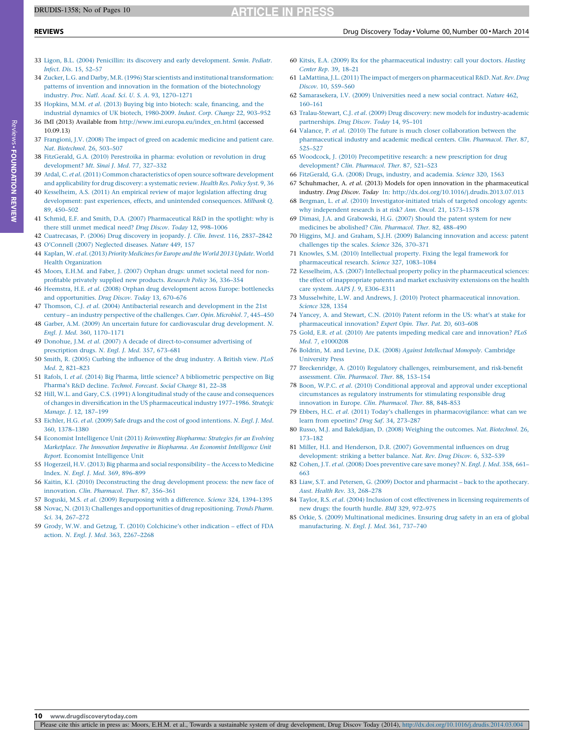33 Ligon, B.L. (2004) Penicillin: its discovery and early development. *Semin. Pediatr. Infect. Dis.* 15, 52–57

34 Zucker, L.G. and Darby, M.R. (1996) Star scientists and institutional transformation: patterns of invention and innovation in the formation of the biotechnology industry. *Proc. Natl. Acad. Sci. U. S. A.* 93, 1270–1271

35 Hopkins, M.M. *et al.* (2013) Buying big into biotech: scale, financing, and the industrial dynamics of UK biotech, 1980-2009. *Indust. Corp. Change* 22, 903–952

36 IMI (2013) Available from http://www.imi.europa.eu/index_en.html (accessed 10.09.13)

37 Frangioni, J.V. (2008) The impact of greed on academic medicine and patient care. *Nat. Biotechnol.* 26, 503–507

38 FitzGerald, G.A. (2010) Perestroika in pharma: evolution or revolution in drug development? *Mt. Sinai J. Med.* 77, 327–332

39 Ardal, C. *et al.* (2011) Common characteristics of open source software development and applicability for drug discovery: a systematic review. *Health Res. Policy Syst.* 9, 36

40 Kesselheim, A.S. (2011) An empirical review of major legislation affecting drug development: past experiences, effects, and unintended consequences. *Milbank Q.* 89, 450–502

41 Schmid, E.F. and Smith, D.A. (2007) Pharmaceutical R&D in the spotlight: why is there still unmet medical need? *Drug Discov. Today* 12, 998–1006

42 Cuatrecasas, P. (2006) Drug discovery in jeopardy. *J. Clin. Invest.* 116, 2837–2842

43 O'Connell (2007) Neglected diseases. *Nature* 449, 157

44 Kaplan, W. *et al.* (2013) *Priority Medicines for Europe and the World 2013 Update.* World Health Organization

45 Moors, E.H.M. and Faber, J. (2007) Orphan drugs: unmet societal need for non-profitable privately supplied new products. *Research Policy* 36, 336–354

46 Heemstra, H.E. *et al.* (2008) Orphan drug development across Europe: bottlenecks and opportunities. *Drug Discov. Today* 13, 670–676

47 Thomson, C.J. *et al.* (2004) Antibacterial research and development in the 21st century – an industry perspective of the challenges. *Curr. Opin. Microbiol.* 7, 445–450

48 Garber, A.M. (2009) An uncertain future for cardiovascular drug development. *N. Engl. J. Med.* 360, 1170–1171

49 Donohue, J.M. *et al.* (2007) A decade of direct-to-consumer advertising of prescription drugs. *N. Engl. J. Med.* 357, 673–681

50 Smith, R. (2005) Curbing the influence of the drug industry. A British view. *PLoS Med.* 2, 821–823

51 Rafols, I. *et al.* (2014) Big Pharma, little science? A bibliometric perspective on Big Pharma's R&D decline. *Technol. Forecast. Social Change* 81, 22–38

52 Hill, W.L. and Gary, C.S. (1991) A longitudinal study of the cause and consequences of changes in diversification in the US pharmaceutical industry 1977–1986. *Strategic Manage. J.* 12, 187–199

53 Eichler, H.G. *et al.* (2009) Safe drugs and the cost of good intentions. *N. Engl. J. Med.* 360, 1378–1380

54 Economist Intelligence Unit (2011) *Reinventing Biopharma: Strategies for an Evolving Marketplace. The Innovation Imperative in Biopharma. An Economist Intelligence Unit Report.* Economist Intelligence Unit

55 Hogerzeil, H.V. (2013) Big pharma and social responsibility – the Access to Medicine Index. *N. Engl. J. Med.* 369, 896–899

56 Kaitin, K.I. (2010) Deconstructing the drug development process: the new face of innovation. *Clin. Pharmacol. Ther.* 87, 356–361

57 Boguski, M.S. *et al.* (2009) Repurposing with a difference. *Science* 324, 1394–1395

58 Novac, N. (2013) Challenges and opportunities of drug repositioning. *Trends Pharm. Sci.* 34, 267–272

59 Grody, W.W. and Getzug, T. (2010) Colchicine's other indication – effect of FDA action. *N. Engl. J. Med.* 363, 2267–2268

60 Kitsis, E.A. (2009) Rx for the pharmaceutical industry: call your doctors. *Hasting Center Rep.* 39, 18–21

61 LaMattina, J.L. (2011) The impact of mergers on pharmaceutical R&D. *Nat. Rev. Drug Discov.* 10, 559–560

62 Samarasekera, I.V. (2009) Universities need a new social contract. *Nature* 462, 160–161

63 Tralau-Stewart, C.J. *et al.* (2009) Drug discovery: new models for industry-academic partnerships. *Drug Discov. Today* 14, 95–101

64 Valance, P. *et al.* (2010) The future is much closer collaboration between the pharmaceutical industry and academic medical centers. *Clin. Pharmacol. Ther.* 87, 525–527

65 Woodcock, J. (2010) Precompetitive research: a new prescription for drug development? *Clin. Pharmacol. Ther.* 87, 521–523

66 FitzGerald, G.A. (2008) Drugs, industry, and academia. *Science* 320, 1563

67 Schuhmacher, A. *et al.* (2013) Models for open innovation in the pharmaceutical industry. *Drug Discov. Today* In: http://dx.doi.org/10.1016/j.drudis.2013.07.013

68 Bergman, L. *et al.* (2010) Investigator-initiated trials of targeted oncology agents: why independent research is at risk? *Ann. Oncol.* 21, 1573–1578

69 Dimasi, J.A. and Grabowski, H.G. (2007) Should the patent system for new medicines be abolished? *Clin. Pharmacol. Ther.* 82, 488–490

70 Higgins, M.J. and Graham, S.J.H. (2009) Balancing innovation and access: patent challenges tip the scales. *Science* 326, 370–371

71 Knowles, S.M. (2010) Intellectual property. Fixing the legal framework for pharmaceutical research. *Science* 327, 1083–1084

72 Kesselheim, A.S. (2007) Intellectual property policy in the pharmaceutical sciences: the effect of inappropriate patents and market exclusivity extensions on the health care system. *AAPS J.* 9, E306–E311

73 Musselwhite, L.W. and Andrews, J. (2010) Protect pharmaceutical innovation. *Science* 328, 1354

74 Yancey, A. and Stewart, C.N. (2010) Patent reform in the US: what's at stake for pharmaceutical innovation? *Expert Opin. Ther. Pat.* 20, 603–608

75 Gold, E.R. *et al.* (2010) Are patents impeding medical care and innovation? *PLoS Med.* 7, e1000208

76 Boldrin, M. and Levine, D.K. (2008) *Against Intellectual Monopoly.* Cambridge University Press

77 Breckenridge, A. (2010) Regulatory challenges, reimbursement, and risk-benefit assessment. *Clin. Pharmacol. Ther.* 88, 153–154

78 Boon, W.P.C. *et al.* (2010) Conditional approval and approval under exceptional circumstances as regulatory instruments for stimulating responsible drug innovation in Europe. *Clin. Pharmacol. Ther.* 88, 848–853

79 Ebbers, H.C. *et al.* (2011) Today's challenges in pharmacovigilance: what can we learn from epoetins? *Drug Saf.* 34, 273–287

80 Russo, M.J. and Balekdjian, D. (2008) Weighing the outcomes. *Nat. Biotechnol.* 26, 173–182

81 Miller, H.I. and Henderson, D.R. (2007) Governmental influences on drug development: striking a better balance. *Nat. Rev. Drug Discov.* 6, 532–539

82 Cohen, J.T. *et al.* (2008) Does preventive care save money? *N. Engl. J. Med.* 358, 661–663

83 Liaw, S.T. and Petersen, G. (2009) Doctor and pharmacist – back to the apothecary. *Aust. Health Rev.* 33, 268–278

84 Taylor, R.S. *et al.* (2004) Inclusion of cost effectiveness in licensing requirements of new drugs: the fourth hurdle. *BMJ* 329, 972–975

85 Orkie, S. (2009) Multinational medicines. Ensuring drug safety in an era of global manufacturing. *N. Engl. J. Med.* 361, 737–740